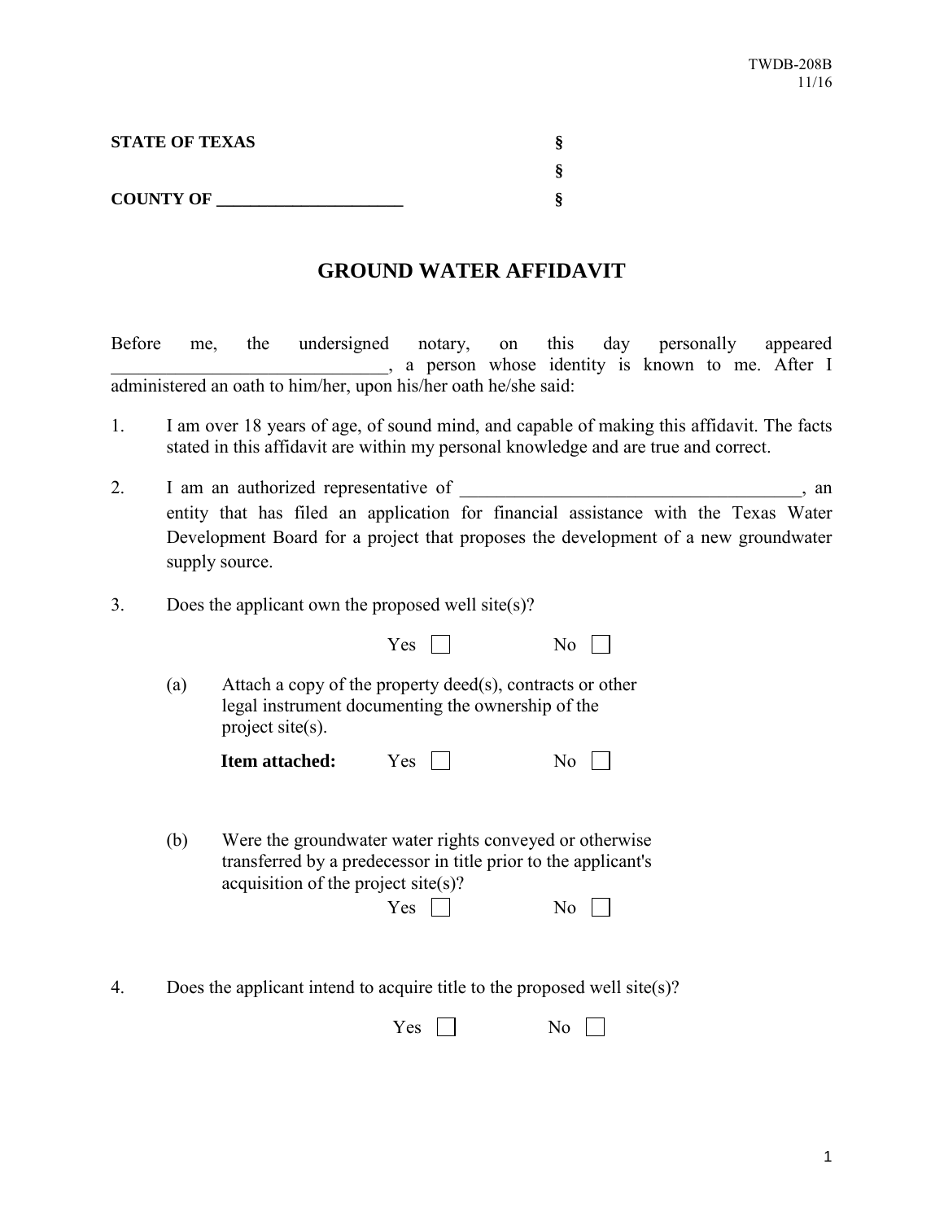TWDB-208B
11/16

**STATE OF TEXAS** §
§
**COUNTY OF ______________________** §

# GROUND WATER AFFIDAVIT

Before me, the undersigned notary, on this day personally appeared ______________________________, a person whose identity is known to me. After I administered an oath to him/her, upon his/her oath he/she said:

1. I am over 18 years of age, of sound mind, and capable of making this affidavit. The facts stated in this affidavit are within my personal knowledge and are true and correct.

2. I am an authorized representative of ______________________________________, an entity that has filed an application for financial assistance with the Texas Water Development Board for a project that proposes the development of a new groundwater supply source.

3. Does the applicant own the proposed well site(s)?

   Yes ☐ No ☐

   (a) Attach a copy of the property deed(s), contracts or other legal instrument documenting the ownership of the project site(s).

   **Item attached:** Yes ☐ No ☐

   (b) Were the groundwater water rights conveyed or otherwise transferred by a predecessor in title prior to the applicant's acquisition of the project site(s)?

   Yes ☐ No ☐

4. Does the applicant intend to acquire title to the proposed well site(s)?

   Yes ☐ No ☐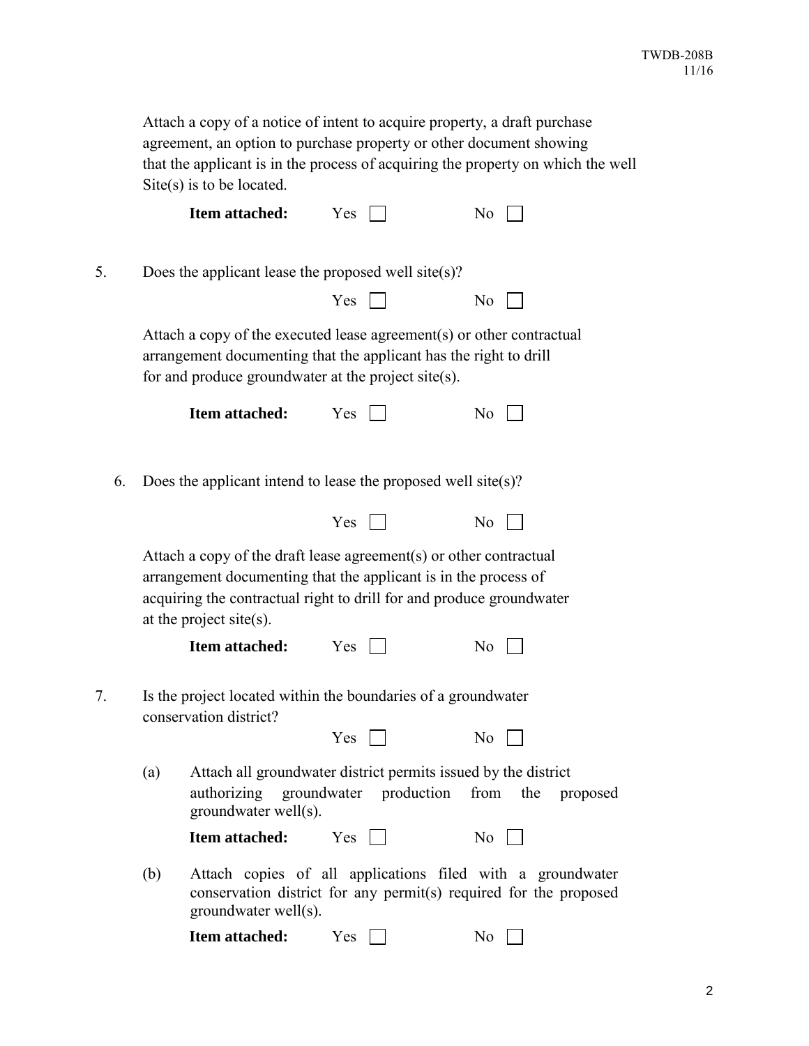Attach a copy of a notice of intent to acquire property, a draft purchase agreement, an option to purchase property or other document showing that the applicant is in the process of acquiring the property on which the well Site(s) is to be located.

**Item attached:** Yes ☐ No ☐

5. Does the applicant lease the proposed well site(s)?

   Yes ☐ No ☐

   Attach a copy of the executed lease agreement(s) or other contractual arrangement documenting that the applicant has the right to drill for and produce groundwater at the project site(s).

   **Item attached:** Yes ☐ No ☐

6. Does the applicant intend to lease the proposed well site(s)?

   Yes ☐ No ☐

   Attach a copy of the draft lease agreement(s) or other contractual arrangement documenting that the applicant is in the process of acquiring the contractual right to drill for and produce groundwater at the project site(s).

   **Item attached:** Yes ☐ No ☐

7. Is the project located within the boundaries of a groundwater conservation district?

   Yes ☐ No ☐

   (a) Attach all groundwater district permits issued by the district authorizing groundwater production from the proposed groundwater well(s).

   **Item attached:** Yes ☐ No ☐

   (b) Attach copies of all applications filed with a groundwater conservation district for any permit(s) required for the proposed groundwater well(s).

   **Item attached:** Yes ☐ No ☐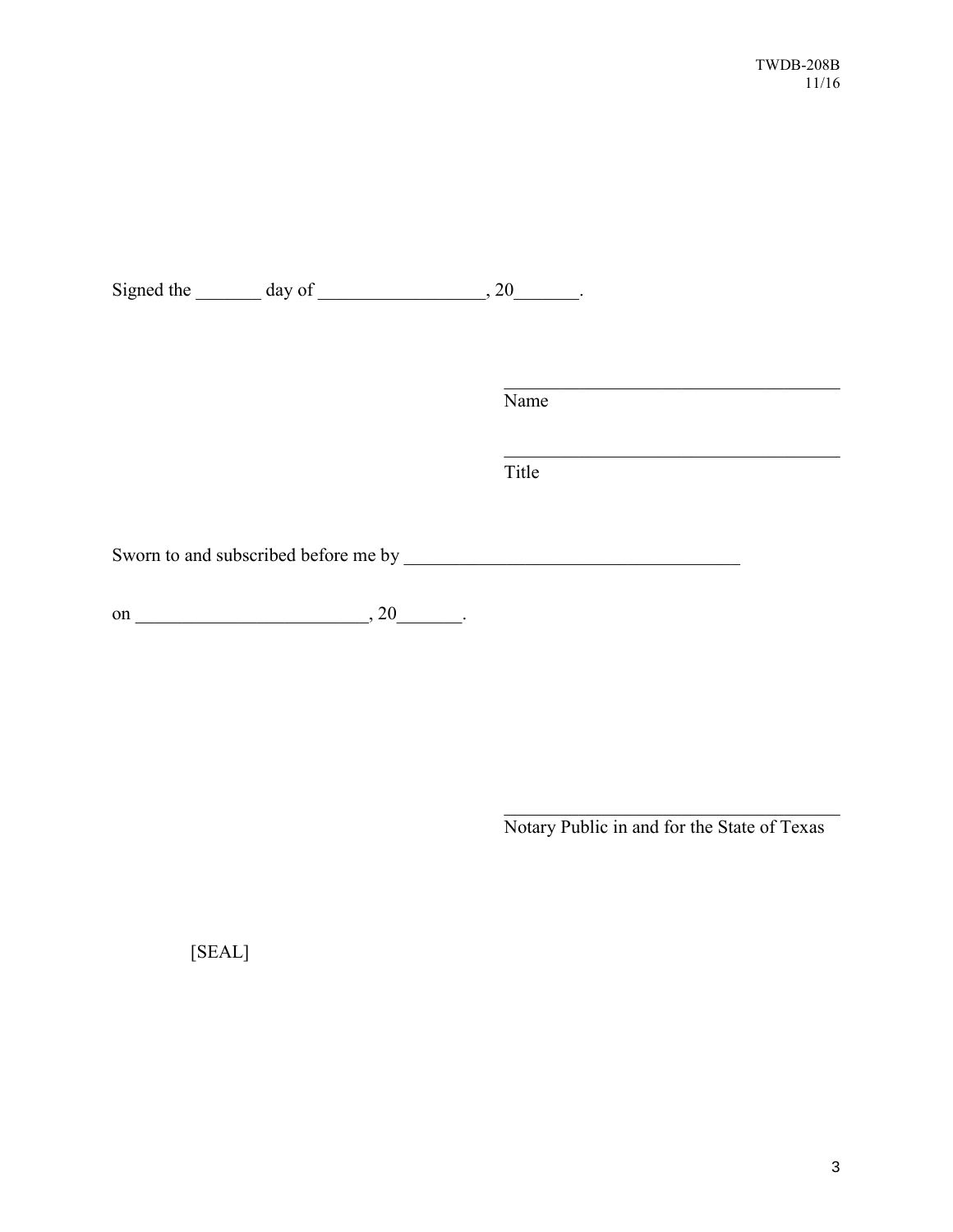Signed the _______ day of _________________, 20_______.

_____________________________________
Name

_____________________________________
Title

Sworn to and subscribed before me by ____________________________________

on ________________________, 20_______.

_____________________________________
Notary Public in and for the State of Texas

[SEAL]